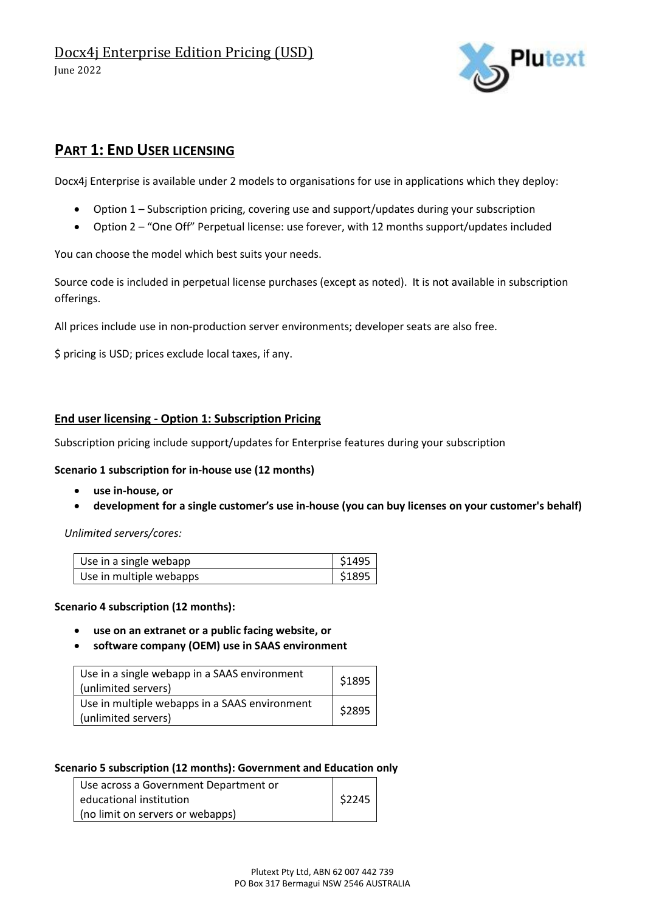# Docx4j Enterprise Edition Pricing (USD)

June 2022

## PART 1: END USER LICENSING

Docx4j Enterprise is available under 2 models to organisations for use in applications which they deploy:

- Option 1 – Subscription pricing, covering use and support/updates during your subscription
- Option 2 – "One Off" Perpetual license: use forever, with 12 months support/updates included

You can choose the model which best suits your needs.

Source code is included in perpetual license purchases (except as noted). It is not available in subscription offerings.

All prices include use in non-production server environments; developer seats are also free.

$ pricing is USD; prices exclude local taxes, if any.

### End user licensing - Option 1: Subscription Pricing

Subscription pricing include support/updates for Enterprise features during your subscription

**Scenario 1 subscription for in-house use (12 months)**

- **use in-house, or**
- **development for a single customer's use in-house (you can buy licenses on your customer's behalf)**

*Unlimited servers/cores:*

| Use | Price |
| --- | --- |
| Use in a single webapp | $1495 |
| Use in multiple webapps | $1895 |

**Scenario 4 subscription (12 months):**

- **use on an extranet or a public facing website, or**
- **software company (OEM) use in SAAS environment**

| Use | Price |
| --- | --- |
| Use in a single webapp in a SAAS environment (unlimited servers) | $1895 |
| Use in multiple webapps in a SAAS environment (unlimited servers) | $2895 |

**Scenario 5 subscription (12 months): Government and Education only**

| Use | Price |
| --- | --- |
| Use across a Government Department or educational institution (no limit on servers or webapps) | $2245 |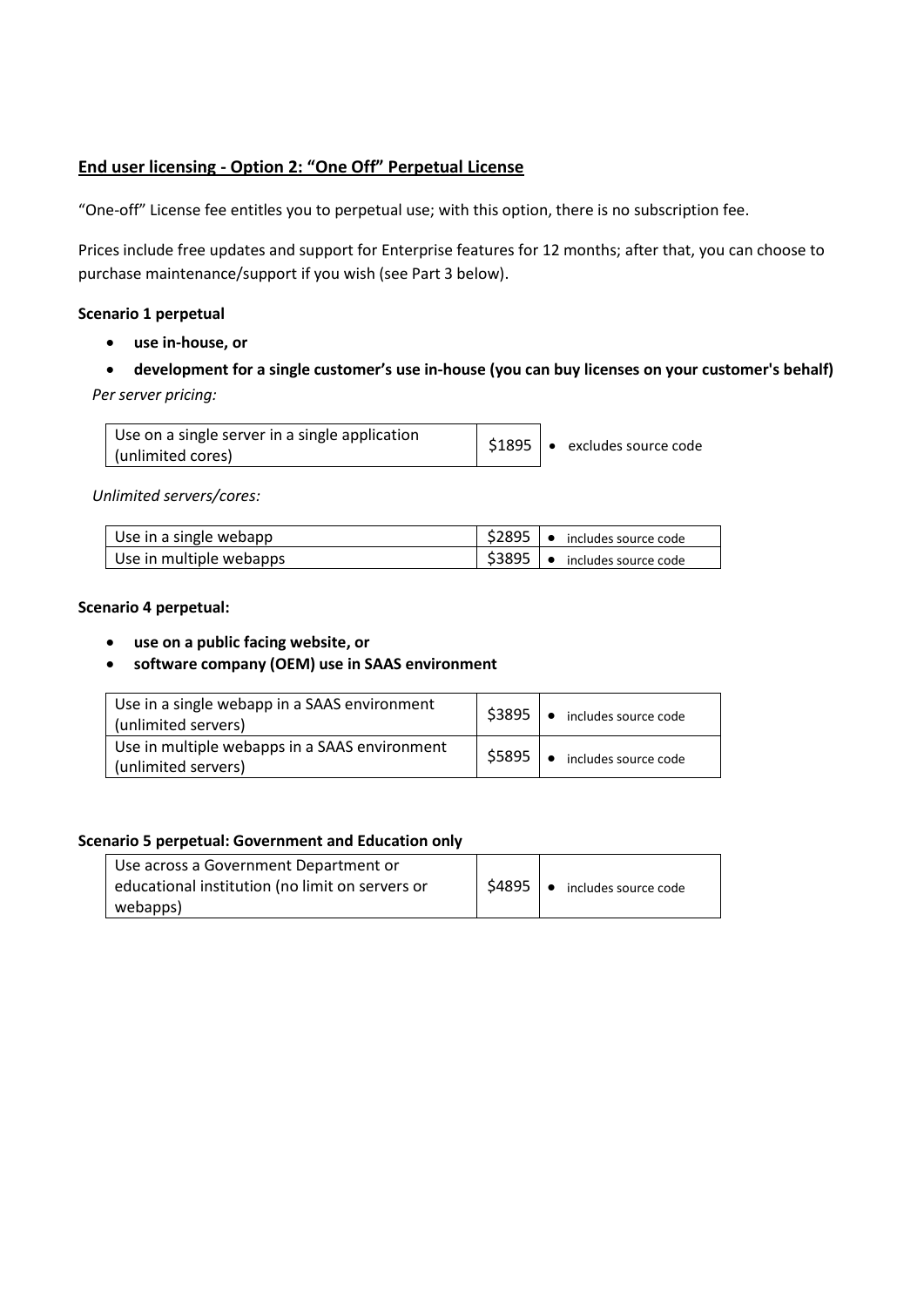## End user licensing - Option 2: "One Off" Perpetual License

"One-off" License fee entitles you to perpetual use; with this option, there is no subscription fee.

Prices include free updates and support for Enterprise features for 12 months; after that, you can choose to purchase maintenance/support if you wish (see Part 3 below).

**Scenario 1 perpetual**

- **use in-house, or**
- **development for a single customer's use in-house (you can buy licenses on your customer's behalf)**

*Per server pricing:*

| Use on a single server in a single application (unlimited cores) | $1895 | • excludes source code |
|---|---|---|

*Unlimited servers/cores:*

| Use in a single webapp | $2895 | • includes source code |
|---|---|---|
| Use in multiple webapps | $3895 | • includes source code |

**Scenario 4 perpetual:**

- **use on a public facing website, or**
- **software company (OEM) use in SAAS environment**

| Use in a single webapp in a SAAS environment (unlimited servers) | $3895 | • includes source code |
|---|---|---|
| Use in multiple webapps in a SAAS environment (unlimited servers) | $5895 | • includes source code |

**Scenario 5 perpetual: Government and Education only**

| Use across a Government Department or educational institution (no limit on servers or webapps) | $4895 | • includes source code |
|---|---|---|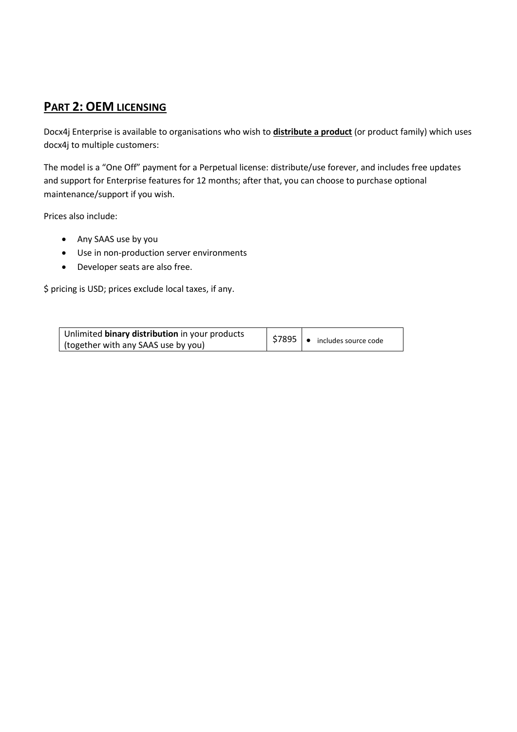## PART 2: OEM LICENSING

Docx4j Enterprise is available to organisations who wish to **distribute a product** (or product family) which uses docx4j to multiple customers:

The model is a "One Off" payment for a Perpetual license: distribute/use forever, and includes free updates and support for Enterprise features for 12 months; after that, you can choose to purchase optional maintenance/support if you wish.

Prices also include:

- Any SAAS use by you
- Use in non-production server environments
- Developer seats are also free.

$ pricing is USD; prices exclude local taxes, if any.

| | | |
|---|---|---|
| Unlimited **binary distribution** in your products (together with any SAAS use by you) | $7895 | • includes source code |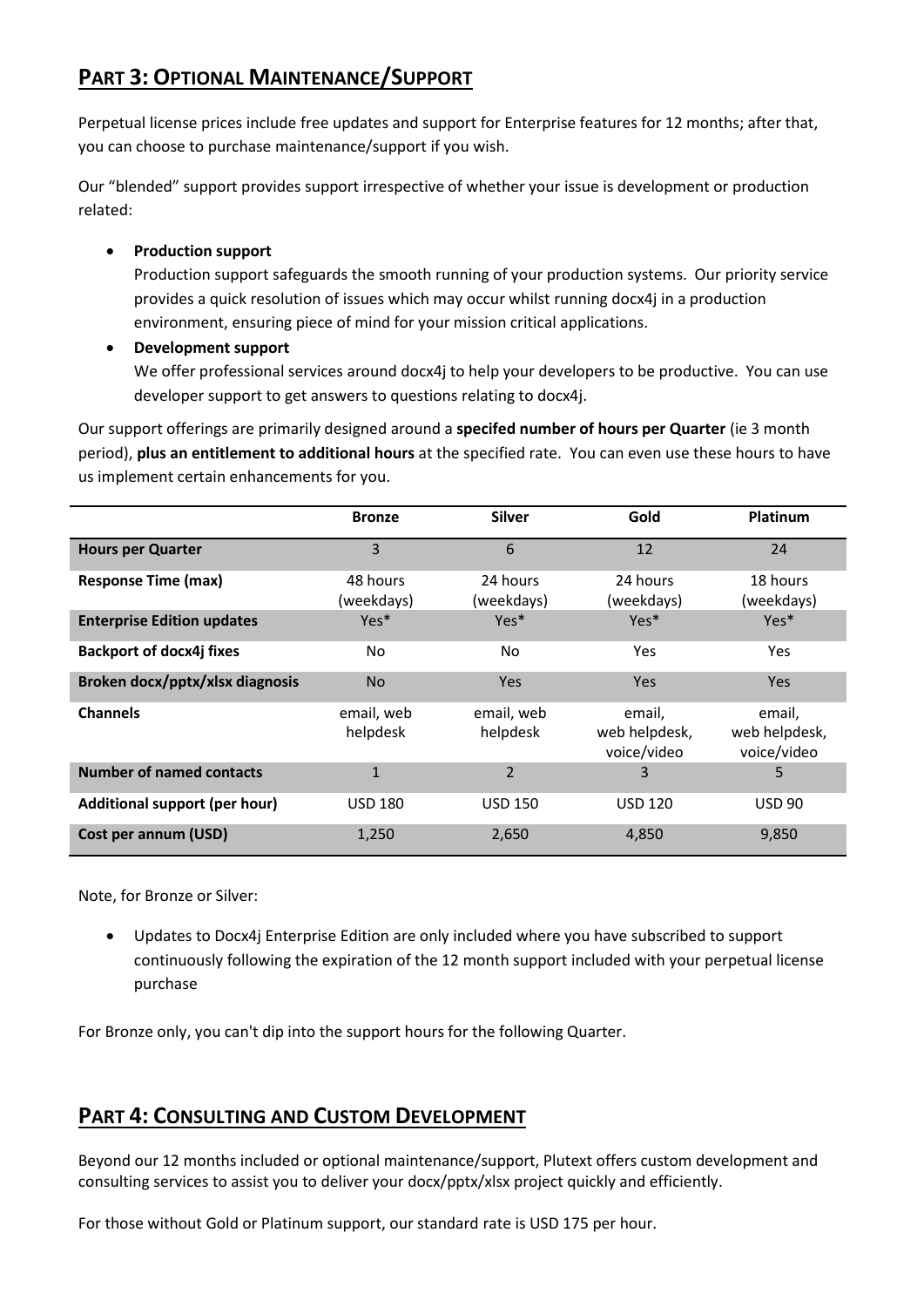## PART 3: OPTIONAL MAINTENANCE/SUPPORT

Perpetual license prices include free updates and support for Enterprise features for 12 months; after that, you can choose to purchase maintenance/support if you wish.

Our "blended" support provides support irrespective of whether your issue is development or production related:

- **Production support**
  Production support safeguards the smooth running of your production systems. Our priority service provides a quick resolution of issues which may occur whilst running docx4j in a production environment, ensuring piece of mind for your mission critical applications.
- **Development support**
  We offer professional services around docx4j to help your developers to be productive. You can use developer support to get answers to questions relating to docx4j.

Our support offerings are primarily designed around a **specifed number of hours per Quarter** (ie 3 month period), **plus an entitlement to additional hours** at the specified rate. You can even use these hours to have us implement certain enhancements for you.

| | Bronze | Silver | Gold | Platinum |
|---|---|---|---|---|
| **Hours per Quarter** | 3 | 6 | 12 | 24 |
| **Response Time (max)** | 48 hours (weekdays) | 24 hours (weekdays) | 24 hours (weekdays) | 18 hours (weekdays) |
| **Enterprise Edition updates** | Yes* | Yes* | Yes* | Yes* |
| **Backport of docx4j fixes** | No | No | Yes | Yes |
| **Broken docx/pptx/xlsx diagnosis** | No | Yes | Yes | Yes |
| **Channels** | email, web helpdesk | email, web helpdesk | email, web helpdesk, voice/video | email, web helpdesk, voice/video |
| **Number of named contacts** | 1 | 2 | 3 | 5 |
| **Additional support (per hour)** | USD 180 | USD 150 | USD 120 | USD 90 |
| **Cost per annum (USD)** | 1,250 | 2,650 | 4,850 | 9,850 |

Note, for Bronze or Silver:

- Updates to Docx4j Enterprise Edition are only included where you have subscribed to support continuously following the expiration of the 12 month support included with your perpetual license purchase

For Bronze only, you can't dip into the support hours for the following Quarter.

## PART 4: CONSULTING AND CUSTOM DEVELOPMENT

Beyond our 12 months included or optional maintenance/support, Plutext offers custom development and consulting services to assist you to deliver your docx/pptx/xlsx project quickly and efficiently.

For those without Gold or Platinum support, our standard rate is USD 175 per hour.